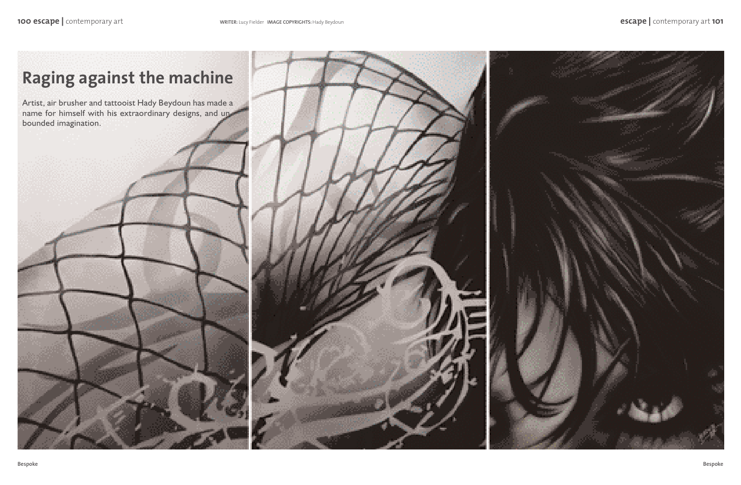WRITER: Lucy Fielder IMAGE COPYRIGHTS: Hady Beydoun

# Raging against the machine

Artist, air brusher and tattooist Hady Beydoun has made a name for himself with his extraordinary designs, and unbounded imagination.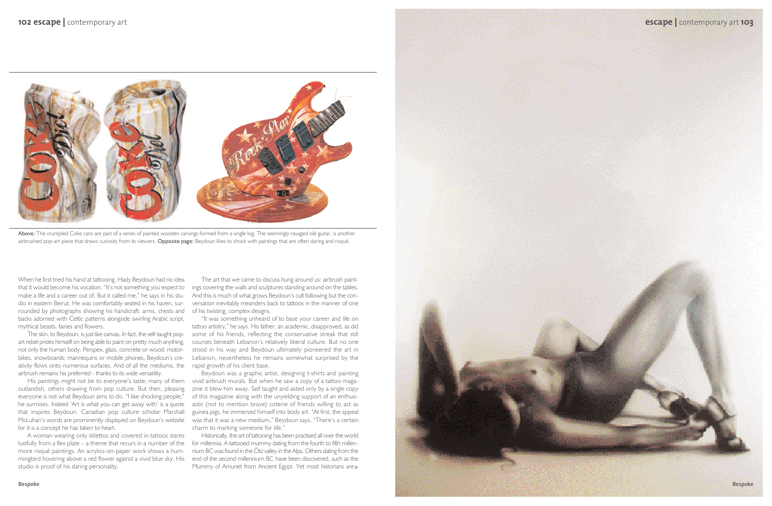Above: The crumpled Coke cans are part of a series of painted wooden carvings formed from a single log. The seemingly ravaged old guitar, is another airbrushed pop-art piece that draws curiosity from its viewers. Opposite page: Beydoun likes to shock with paintings that are often daring and risqué.

When he first tried his hand at tattooing, Hady Beydoun had no idea that it would become his vocation. "It's not something you expect to make a life and a career out of. But it called me," he says in his studio in eastern Beirut. He was comfortably seated in his haven, surrounded by photographs showing his handicraft: arms, chests and backs adorned with Celtic patterns alongside swirling Arabic script, mythical beasts, fairies and flowers.

The skin, to Beydoun, is just like canvas. In fact, the self-taught pop-art rebel prides himself on being able to paint on pretty much anything, not only the human body. Perspex, glass, concrete or wood; motorbikes, snowboards; mannequins or mobile phones, Beydoun's creativity flows onto numerous surfaces. And of all the mediums, the airbrush remains his preferred - thanks to its wide versatility.

His paintings might not be to everyone's taste; many of them outlandish, others drawing from pop culture. But then, pleasing everyone is not what Beydoun aims to do. "I like shocking people," he surmises. Indeed 'Art is what you can get away with' is a quote that inspires Beydoun. Canadian pop culture scholar Marshall McLuhan's words are prominently displayed on Beydoun's website for it is a concept he has taken to heart.

A woman wearing only stilettos and covered in tattoos stares lustfully from a flex plate – a theme that recurs in a number of the more risqué paintings. An acrylics-on-paper work shows a hummingbird hovering above a red flower against a vivid blue sky. His studio is proof of his daring personality.

The art that we came to discuss hung around us: airbrush paintings covering the walls and sculptures standing around on the tables. And this is much of what grows Beydoun's cult following but the conversation inevitably meanders back to tattoos in the manner of one of his twisting, complex designs.

"It was something unheard of to base your career and life on tattoo artistry," he says. His father, an academic, disapproved, as did some of his friends, reflecting the conservative streak that still courses beneath Lebanon's relatively liberal culture. But no one stood in his way and Beydoun ultimately pioneered the art in Lebanon, nevertheless he remains somewhat surprised by the rapid growth of his client base.

Beydoun was a graphic artist, designing t-shirts and painting vivid airbrush murals. But when he saw a copy of a tattoo magazine it blew him away. Self taught and aided only by a single copy of this magazine along with the unyielding support of an enthusiastic (not to mention brave) coterie of friends willing to act as guinea pigs, he immersed himself into body art. "At first, the appeal was that it was a new medium," Beydoun says, "There's a certain charm to marking someone for life."

Historically, the art of tattooing has been practised all over the world for millennia. A tattooed mummy dating from the fourth to fifth millennium BC was found in the Ötz valley in the Alps. Others dating from the end of the second millennium BC have been discovered, such as the Mummy of Amunet from Ancient Egypt. Yet most historians are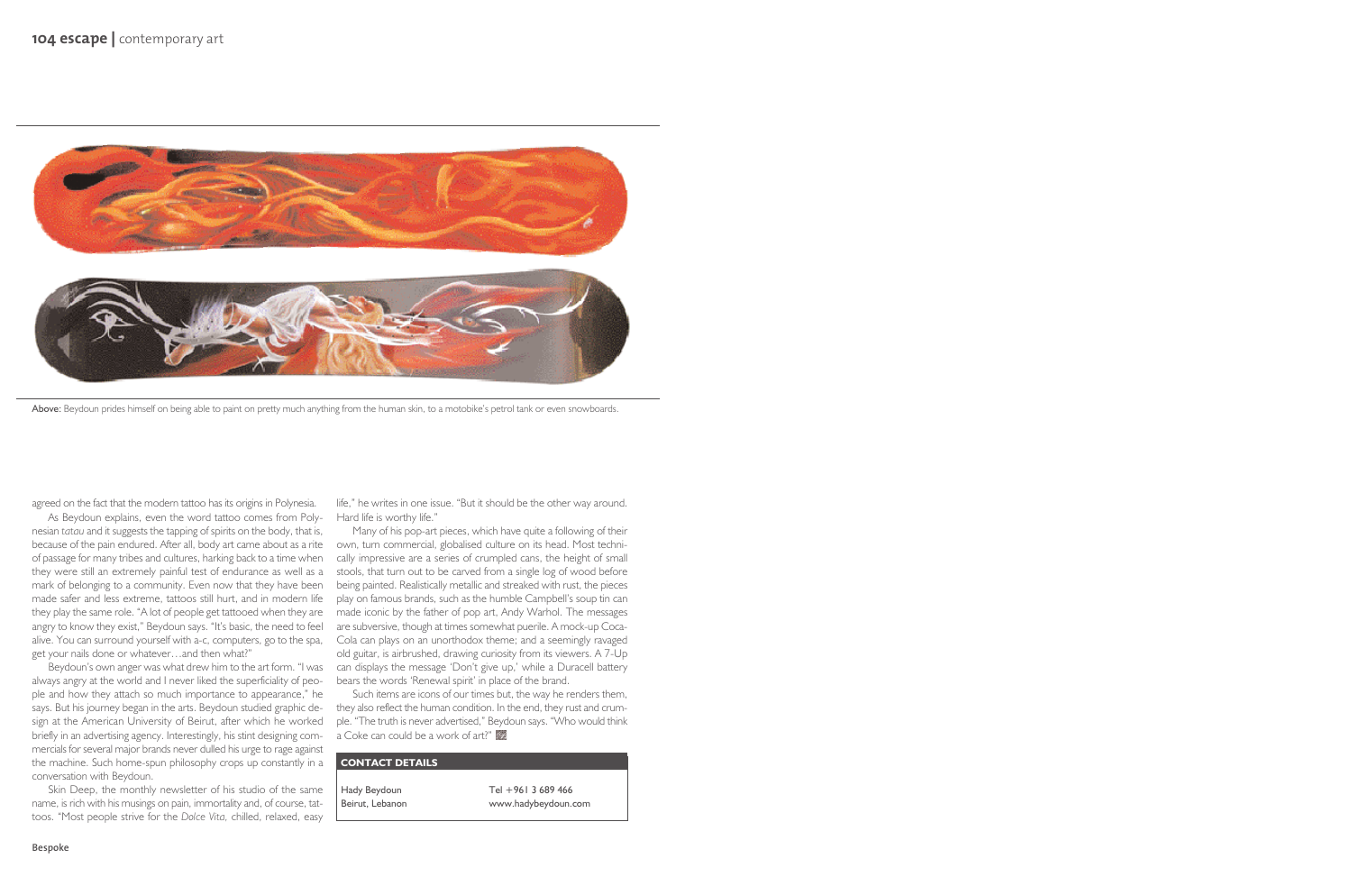Above: Beydoun prides himself on being able to paint on pretty much anything from the human skin, to a motobike's petrol tank or even snowboards.

agreed on the fact that the modern tattoo has its origins in Polynesia.

As Beydoun explains, even the word tattoo comes from Polynesian *tatau* and it suggests the tapping of spirits on the body, that is, because of the pain endured. After all, body art came about as a rite of passage for many tribes and cultures, harking back to a time when they were still an extremely painful test of endurance as well as a mark of belonging to a community. Even now that they have been made safer and less extreme, tattoos still hurt, and in modern life they play the same role. "A lot of people get tattooed when they are angry to know they exist," Beydoun says. "It's basic, the need to feel alive. You can surround yourself with a-c, computers, go to the spa, get your nails done or whatever…and then what?"

Beydoun's own anger was what drew him to the art form. "I was always angry at the world and I never liked the superficiality of people and how they attach so much importance to appearance," he says. But his journey began in the arts. Beydoun studied graphic design at the American University of Beirut, after which he worked briefly in an advertising agency. Interestingly, his stint designing commercials for several major brands never dulled his urge to rage against the machine. Such home-spun philosophy crops up constantly in a conversation with Beydoun.

Skin Deep, the monthly newsletter of his studio of the same name, is rich with his musings on pain, immortality and, of course, tattoos. "Most people strive for the *Dolce Vita*, chilled, relaxed, easy life," he writes in one issue. "But it should be the other way around. Hard life is worthy life."

Many of his pop-art pieces, which have quite a following of their own, turn commercial, globalised culture on its head. Most technically impressive are a series of crumpled cans, the height of small stools, that turn out to be carved from a single log of wood before being painted. Realistically metallic and streaked with rust, the pieces play on famous brands, such as the humble Campbell's soup tin can made iconic by the father of pop art, Andy Warhol. The messages are subversive, though at times somewhat puerile. A mock-up Coca-Cola can plays on an unorthodox theme; and a seemingly ravaged old guitar, is airbrushed, drawing curiosity from its viewers. A 7-Up can displays the message 'Don't give up,' while a Duracell battery bears the words 'Renewal spirit' in place of the brand.

Such items are icons of our times but, the way he renders them, they also reflect the human condition. In the end, they rust and crumple. "The truth is never advertised," Beydoun says. "Who would think a Coke can could be a work of art?"

**CONTACT DETAILS**

| | |
|---|---|
| Hady Beydoun | Tel +961 3 689 466 |
| Beirut, Lebanon | www.hadybeydoun.com |